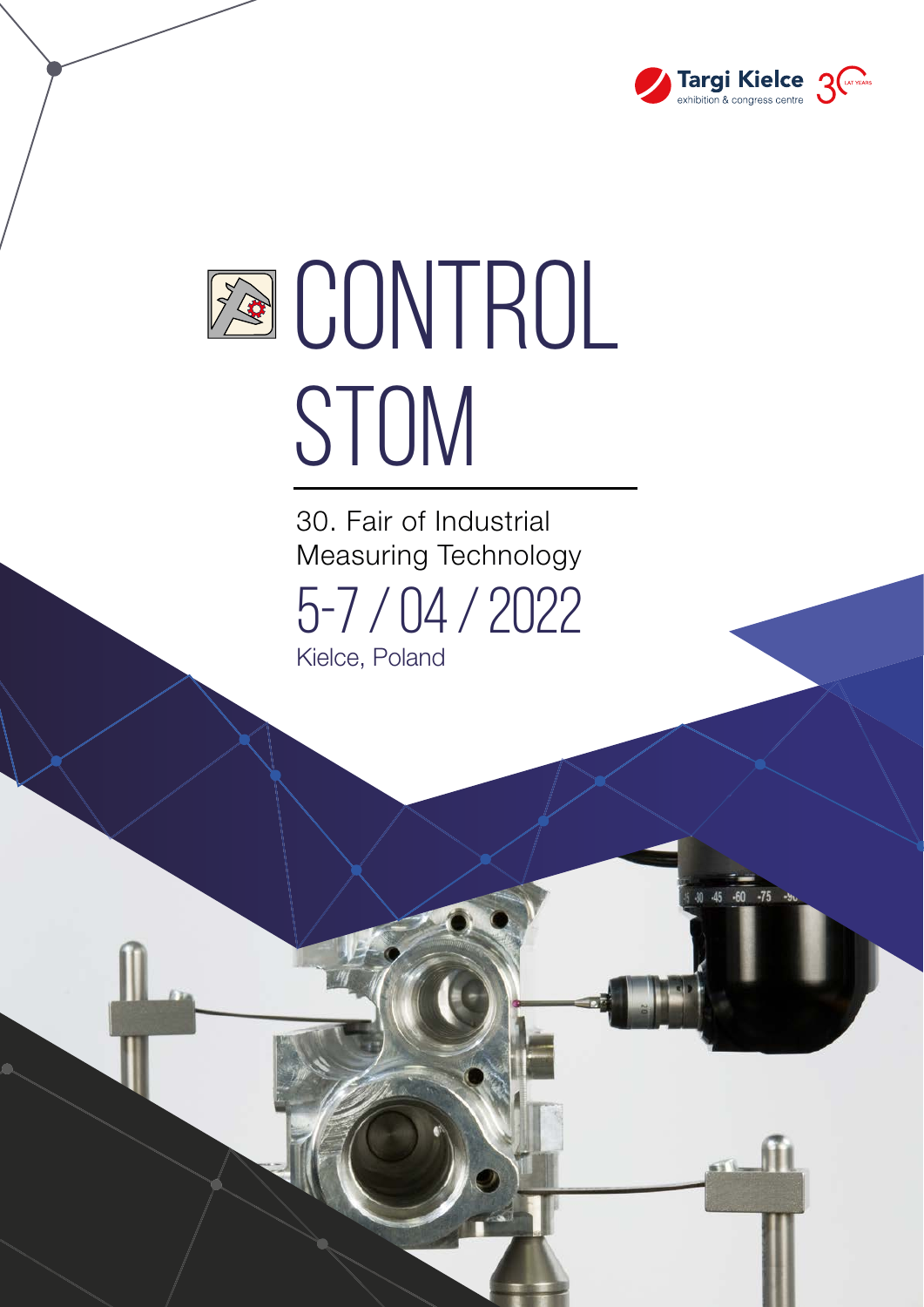Targi Kielce
exhibition & congress centre

# CONTROL STOM

30. Fair of Industrial Measuring Technology

5-7 / 04 / 2022

Kielce, Poland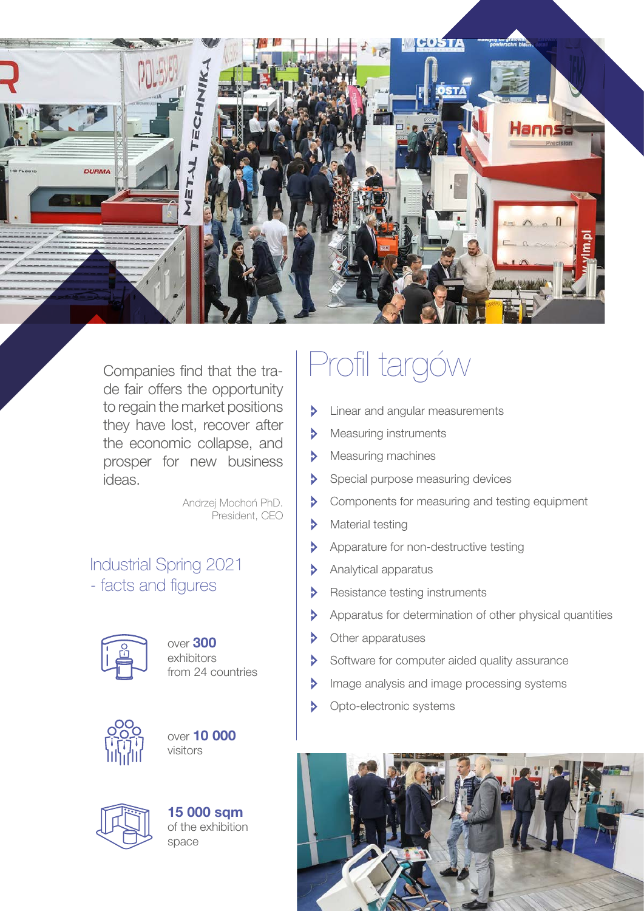Companies find that the trade fair offers the opportunity to regain the market positions they have lost, recover after the economic collapse, and prosper for new business ideas.

Andrzej Mochoń PhD.
President, CEO

## Industrial Spring 2021 - facts and figures

over **300** exhibitors from 24 countries

over **10 000** visitors

**15 000 sqm** of the exhibition space

# Profil targów

- Linear and angular measurements
- Measuring instruments
- Measuring machines
- Special purpose measuring devices
- Components for measuring and testing equipment
- Material testing
- Apparature for non-destructive testing
- Analytical apparatus
- Resistance testing instruments
- Apparatus for determination of other physical quantities
- Other apparatuses
- Software for computer aided quality assurance
- Image analysis and image processing systems
- Opto-electronic systems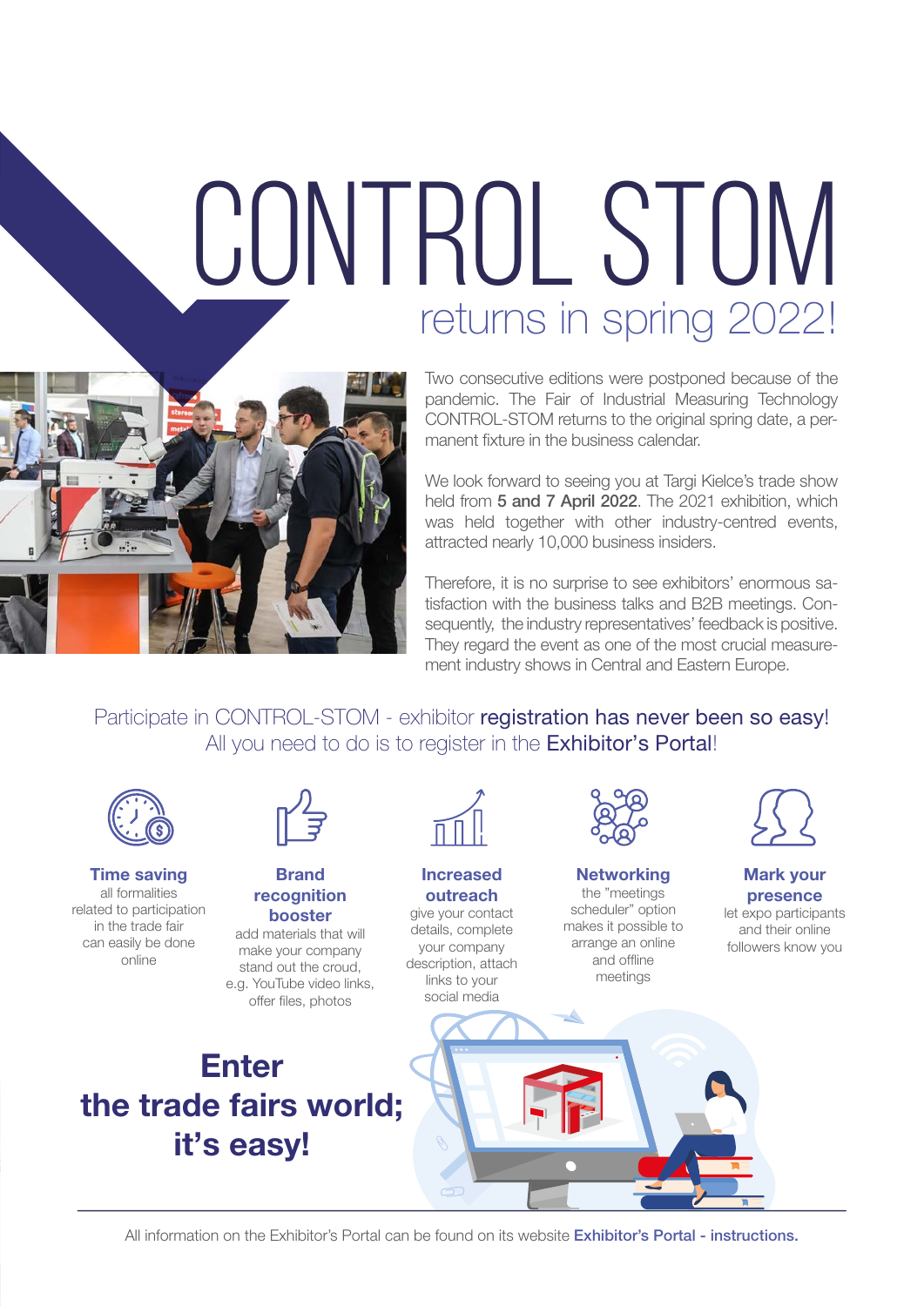# CONTROL STOM

## returns in spring 2022!

Two consecutive editions were postponed because of the pandemic. The Fair of Industrial Measuring Technology CONTROL-STOM returns to the original spring date, a permanent fixture in the business calendar.

We look forward to seeing you at Targi Kielce's trade show held from **5 and 7 April 2022**. The 2021 exhibition, which was held together with other industry-centred events, attracted nearly 10,000 business insiders.

Therefore, it is no surprise to see exhibitors' enormous satisfaction with the business talks and B2B meetings. Consequently, the industry representatives' feedback is positive. They regard the event as one of the most crucial measurement industry shows in Central and Eastern Europe.

Participate in CONTROL-STOM - exhibitor **registration has never been so easy**!
All you need to do is to register in the **Exhibitor's Portal**!

**Time saving**
all formalities related to participation in the trade fair can easily be done online

**Brand recognition booster**
add materials that will make your company stand out the croud, e.g. YouTube video links, offer files, photos

**Increased outreach**
give your contact details, complete your company description, attach links to your social media

**Networking**
the "meetings scheduler" option makes it possible to arrange an online and offline meetings

**Mark your presence**
let expo participants and their online followers know you

# Enter the trade fairs world; it's easy!

All information on the Exhibitor's Portal can be found on its website **Exhibitor's Portal - instructions.**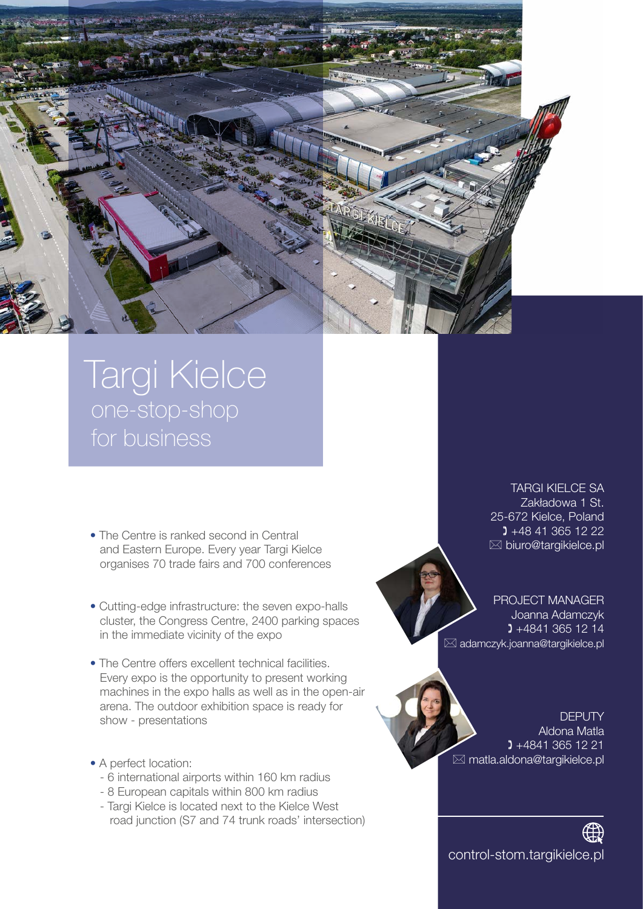# Targi Kielce

## one-stop-shop for business

- The Centre is ranked second in Central and Eastern Europe. Every year Targi Kielce organises 70 trade fairs and 700 conferences
- Cutting-edge infrastructure: the seven expo-halls cluster, the Congress Centre, 2400 parking spaces in the immediate vicinity of the expo
- The Centre offers excellent technical facilities. Every expo is the opportunity to present working machines in the expo halls as well as in the open-air arena. The outdoor exhibition space is ready for show - presentations
- A perfect location:
  - 6 international airports within 160 km radius
  - 8 European capitals within 800 km radius
  - Targi Kielce is located next to the Kielce West road junction (S7 and 74 trunk roads' intersection)

TARGI KIELCE SA
Zakładowa 1 St.
25-672 Kielce, Poland
+48 41 365 12 22
biuro@targikielce.pl

PROJECT MANAGER
Joanna Adamczyk
+4841 365 12 14
adamczyk.joanna@targikielce.pl

DEPUTY
Aldona Matla
+4841 365 12 21
matla.aldona@targikielce.pl

control-stom.targikielce.pl